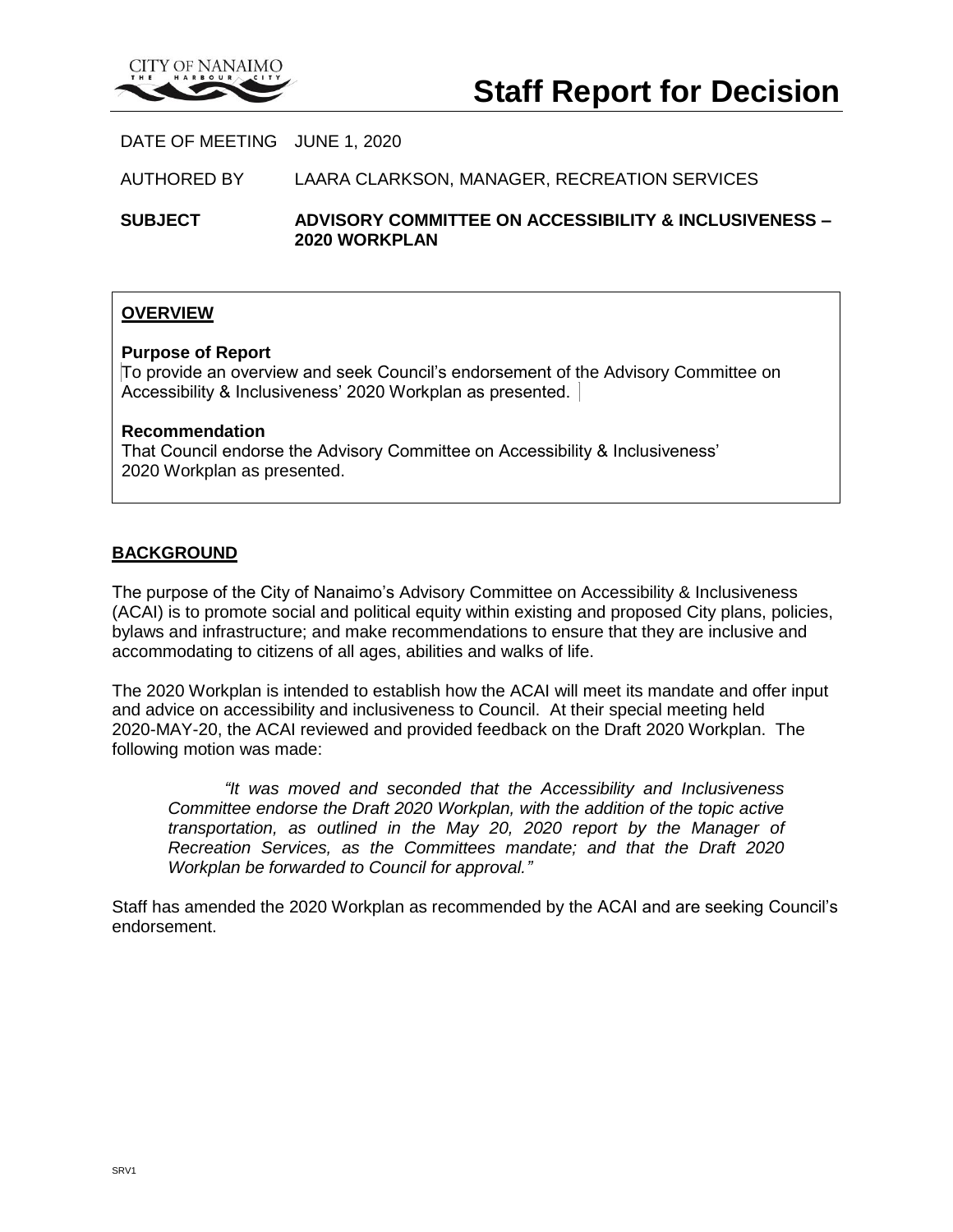CITY OF NANAIMO THE HARBOUR CITY

# Staff Report for Decision

DATE OF MEETING JUNE 1, 2020

AUTHORED BY LAARA CLARKSON, MANAGER, RECREATION SERVICES

**SUBJECT ADVISORY COMMITTEE ON ACCESSIBILITY & INCLUSIVENESS – 2020 WORKPLAN**

## OVERVIEW

**Purpose of Report**

To provide an overview and seek Council's endorsement of the Advisory Committee on Accessibility & Inclusiveness' 2020 Workplan as presented.

**Recommendation**

That Council endorse the Advisory Committee on Accessibility & Inclusiveness' 2020 Workplan as presented.

## BACKGROUND

The purpose of the City of Nanaimo's Advisory Committee on Accessibility & Inclusiveness (ACAI) is to promote social and political equity within existing and proposed City plans, policies, bylaws and infrastructure; and make recommendations to ensure that they are inclusive and accommodating to citizens of all ages, abilities and walks of life.

The 2020 Workplan is intended to establish how the ACAI will meet its mandate and offer input and advice on accessibility and inclusiveness to Council. At their special meeting held 2020-MAY-20, the ACAI reviewed and provided feedback on the Draft 2020 Workplan. The following motion was made:

> *"It was moved and seconded that the Accessibility and Inclusiveness Committee endorse the Draft 2020 Workplan, with the addition of the topic active transportation, as outlined in the May 20, 2020 report by the Manager of Recreation Services, as the Committees mandate; and that the Draft 2020 Workplan be forwarded to Council for approval."*

Staff has amended the 2020 Workplan as recommended by the ACAI and are seeking Council's endorsement.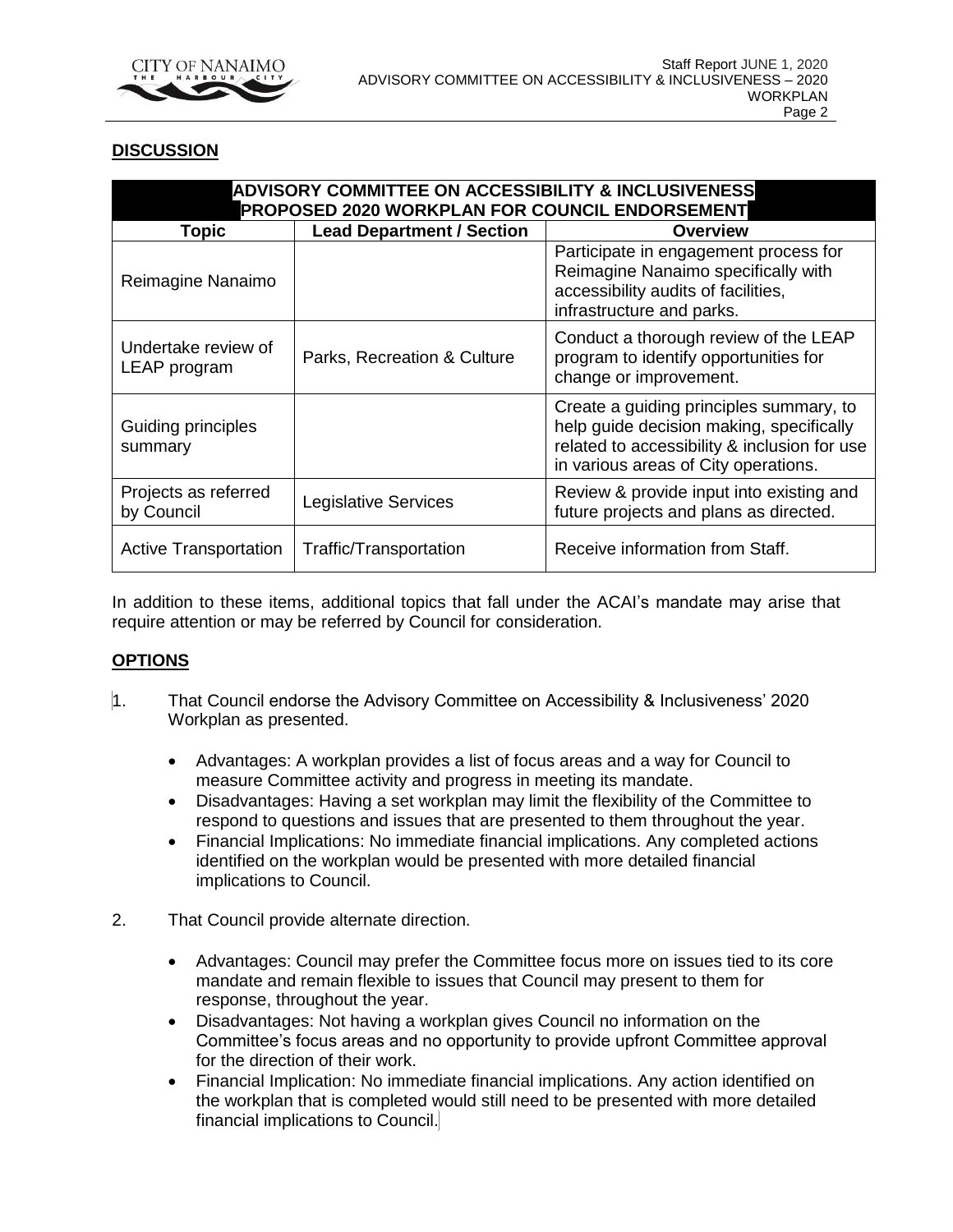## DISCUSSION

| ADVISORY COMMITTEE ON ACCESSIBILITY & INCLUSIVENESS PROPOSED 2020 WORKPLAN FOR COUNCIL ENDORSEMENT | | |
|---|---|---|
| **Topic** | **Lead Department / Section** | **Overview** |
| Reimagine Nanaimo | | Participate in engagement process for Reimagine Nanaimo specifically with accessibility audits of facilities, infrastructure and parks. |
| Undertake review of LEAP program | Parks, Recreation & Culture | Conduct a thorough review of the LEAP program to identify opportunities for change or improvement. |
| Guiding principles summary | | Create a guiding principles summary, to help guide decision making, specifically related to accessibility & inclusion for use in various areas of City operations. |
| Projects as referred by Council | Legislative Services | Review & provide input into existing and future projects and plans as directed. |
| Active Transportation | Traffic/Transportation | Receive information from Staff. |

In addition to these items, additional topics that fall under the ACAI's mandate may arise that require attention or may be referred by Council for consideration.

## OPTIONS

1. That Council endorse the Advisory Committee on Accessibility & Inclusiveness' 2020 Workplan as presented.

    - Advantages: A workplan provides a list of focus areas and a way for Council to measure Committee activity and progress in meeting its mandate.
    - Disadvantages: Having a set workplan may limit the flexibility of the Committee to respond to questions and issues that are presented to them throughout the year.
    - Financial Implications: No immediate financial implications. Any completed actions identified on the workplan would be presented with more detailed financial implications to Council.

2. That Council provide alternate direction.

    - Advantages: Council may prefer the Committee focus more on issues tied to its core mandate and remain flexible to issues that Council may present to them for response, throughout the year.
    - Disadvantages: Not having a workplan gives Council no information on the Committee's focus areas and no opportunity to provide upfront Committee approval for the direction of their work.
    - Financial Implication: No immediate financial implications. Any action identified on the workplan that is completed would still need to be presented with more detailed financial implications to Council.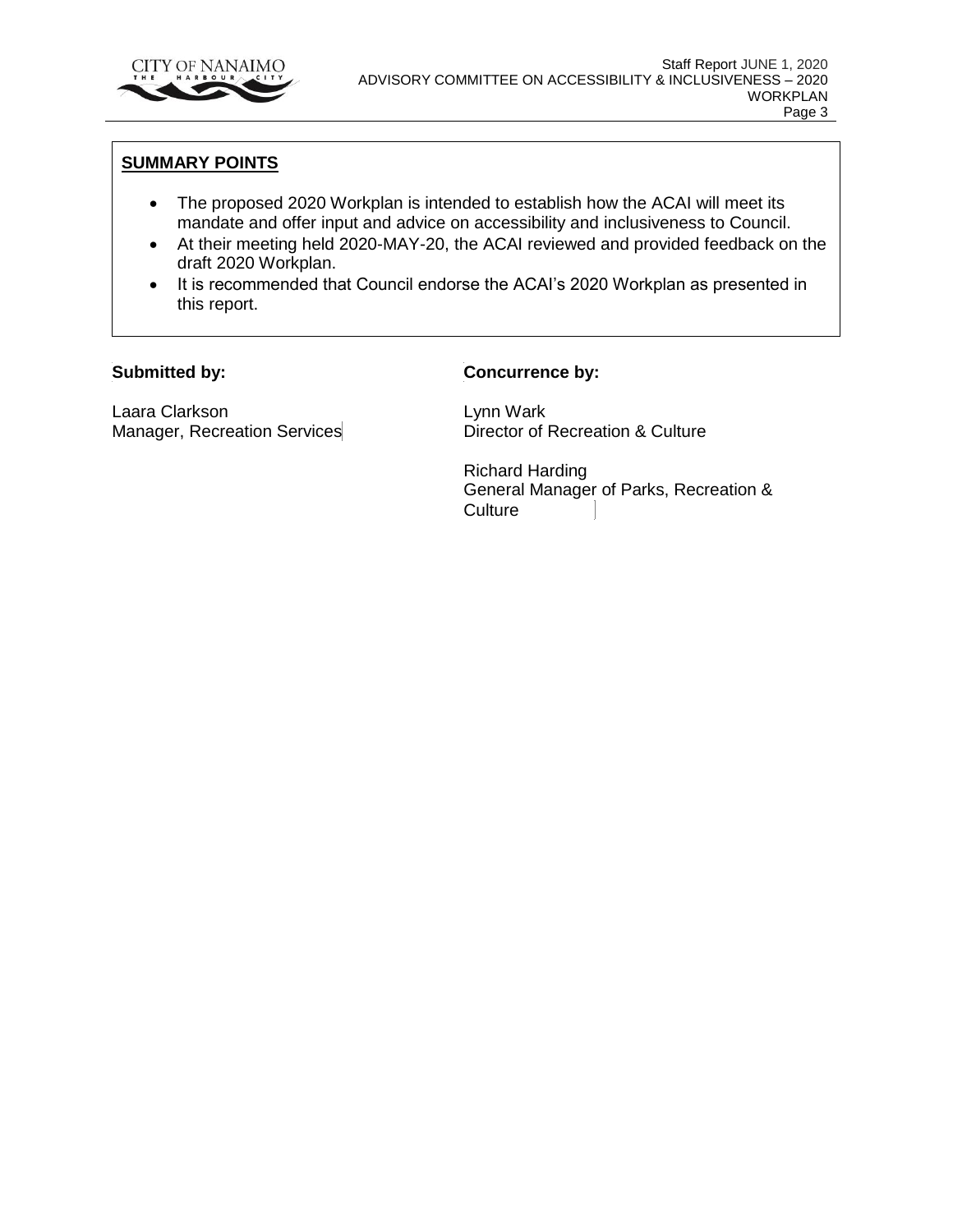## SUMMARY POINTS

- The proposed 2020 Workplan is intended to establish how the ACAI will meet its mandate and offer input and advice on accessibility and inclusiveness to Council.
- At their meeting held 2020-MAY-20, the ACAI reviewed and provided feedback on the draft 2020 Workplan.
- It is recommended that Council endorse the ACAI's 2020 Workplan as presented in this report.

**Submitted by:**

Laara Clarkson
Manager, Recreation Services

**Concurrence by:**

Lynn Wark
Director of Recreation & Culture

Richard Harding
General Manager of Parks, Recreation & Culture